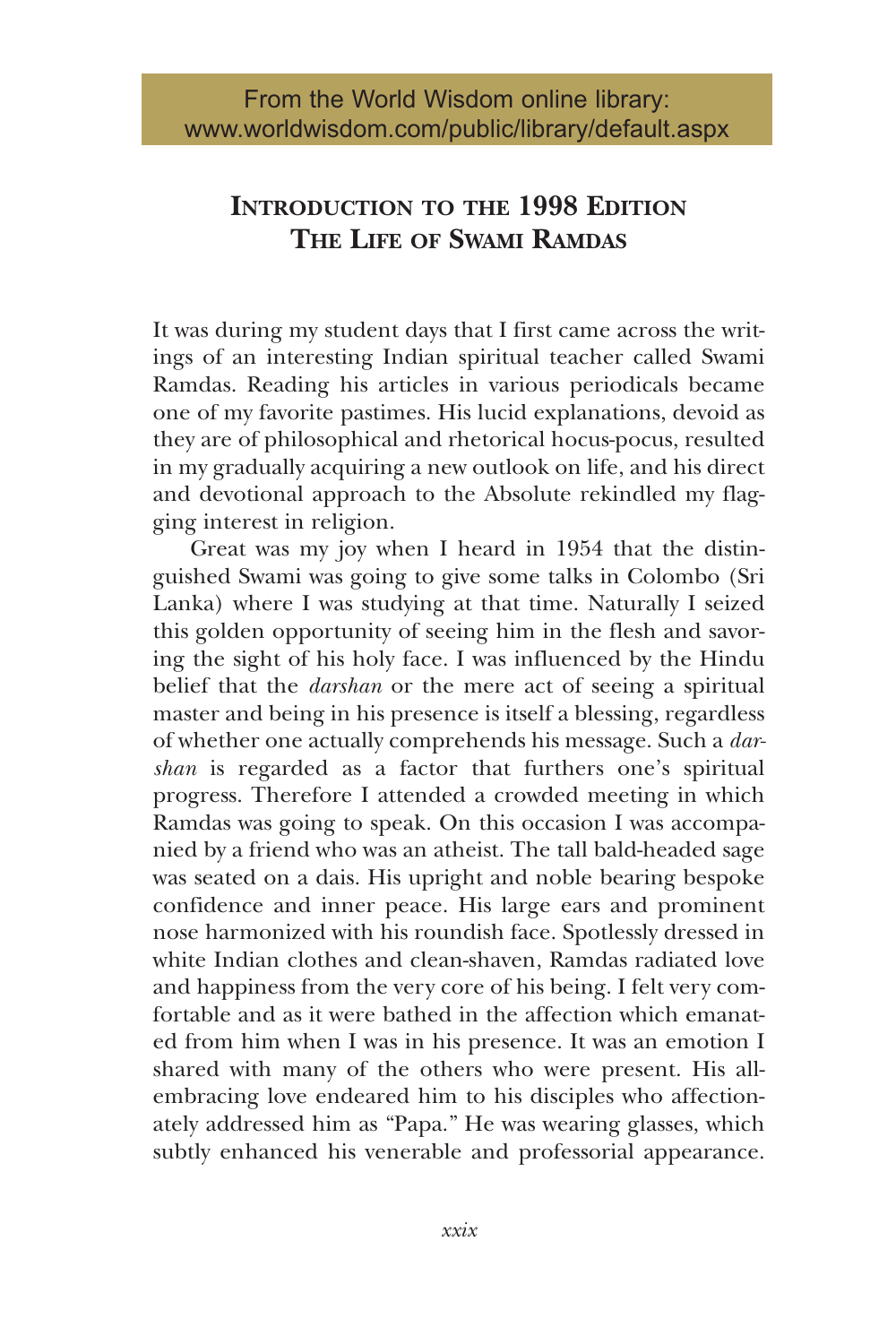From the World Wisdom online library: www.worldwisdom.com/public/library/default.aspx

# Introduction to the 1998 Edition
# The Life of Swami Ramdas

It was during my student days that I first came across the writings of an interesting Indian spiritual teacher called Swami Ramdas. Reading his articles in various periodicals became one of my favorite pastimes. His lucid explanations, devoid as they are of philosophical and rhetorical hocus-pocus, resulted in my gradually acquiring a new outlook on life, and his direct and devotional approach to the Absolute rekindled my flagging interest in religion.

Great was my joy when I heard in 1954 that the distinguished Swami was going to give some talks in Colombo (Sri Lanka) where I was studying at that time. Naturally I seized this golden opportunity of seeing him in the flesh and savoring the sight of his holy face. I was influenced by the Hindu belief that the *darshan* or the mere act of seeing a spiritual master and being in his presence is itself a blessing, regardless of whether one actually comprehends his message. Such a *darshan* is regarded as a factor that furthers one's spiritual progress. Therefore I attended a crowded meeting in which Ramdas was going to speak. On this occasion I was accompanied by a friend who was an atheist. The tall bald-headed sage was seated on a dais. His upright and noble bearing bespoke confidence and inner peace. His large ears and prominent nose harmonized with his roundish face. Spotlessly dressed in white Indian clothes and clean-shaven, Ramdas radiated love and happiness from the very core of his being. I felt very comfortable and as it were bathed in the affection which emanated from him when I was in his presence. It was an emotion I shared with many of the others who were present. His all-embracing love endeared him to his disciples who affectionately addressed him as "Papa." He was wearing glasses, which subtly enhanced his venerable and professorial appearance.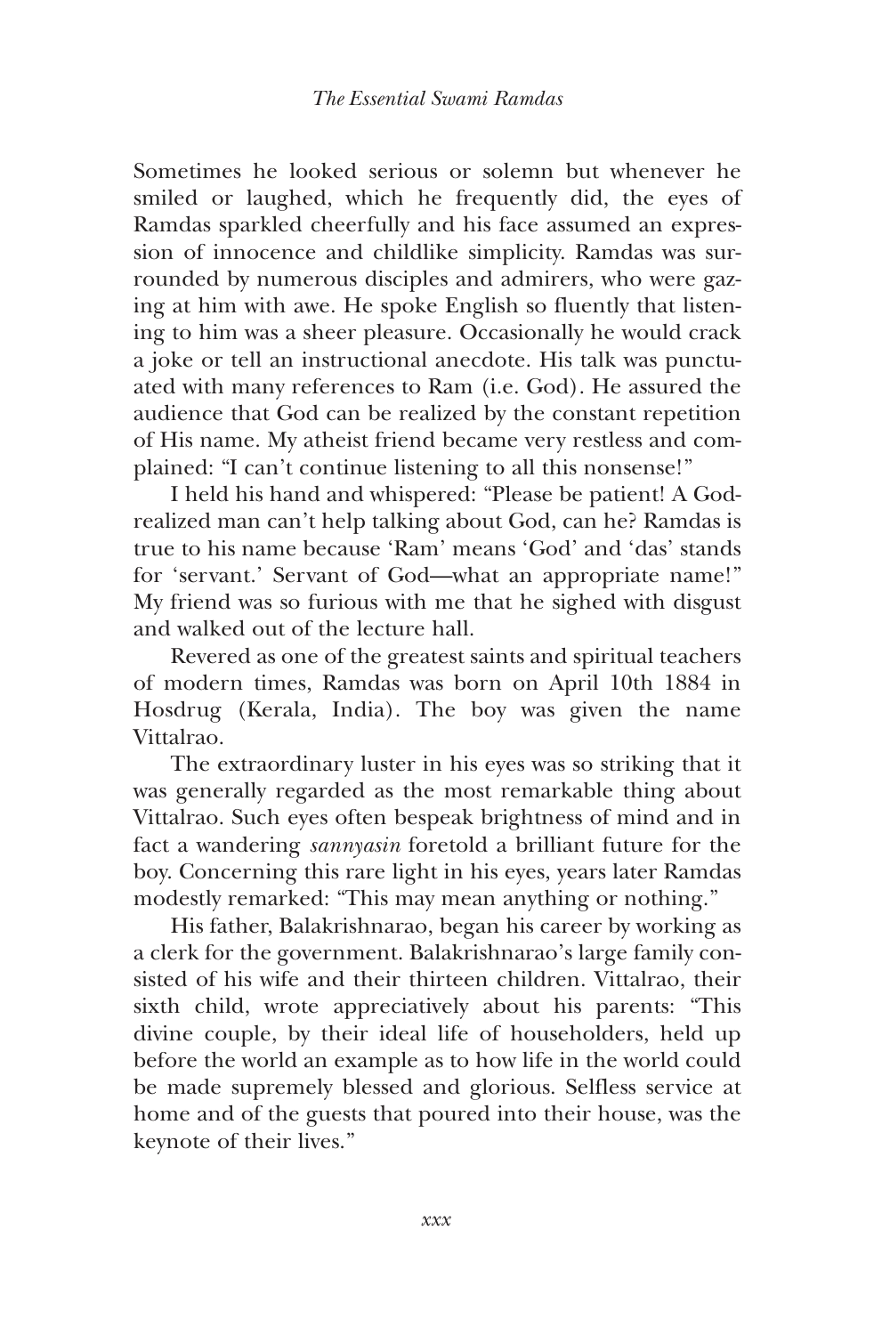Sometimes he looked serious or solemn but whenever he smiled or laughed, which he frequently did, the eyes of Ramdas sparkled cheerfully and his face assumed an expression of innocence and childlike simplicity. Ramdas was surrounded by numerous disciples and admirers, who were gazing at him with awe. He spoke English so fluently that listening to him was a sheer pleasure. Occasionally he would crack a joke or tell an instructional anecdote. His talk was punctuated with many references to Ram (i.e. God). He assured the audience that God can be realized by the constant repetition of His name. My atheist friend became very restless and complained: "I can't continue listening to all this nonsense!"

I held his hand and whispered: "Please be patient! A God-realized man can't help talking about God, can he? Ramdas is true to his name because 'Ram' means 'God' and 'das' stands for 'servant.' Servant of God—what an appropriate name!" My friend was so furious with me that he sighed with disgust and walked out of the lecture hall.

Revered as one of the greatest saints and spiritual teachers of modern times, Ramdas was born on April 10th 1884 in Hosdrug (Kerala, India). The boy was given the name Vittalrao.

The extraordinary luster in his eyes was so striking that it was generally regarded as the most remarkable thing about Vittalrao. Such eyes often bespeak brightness of mind and in fact a wandering *sannyasin* foretold a brilliant future for the boy. Concerning this rare light in his eyes, years later Ramdas modestly remarked: "This may mean anything or nothing."

His father, Balakrishnarao, began his career by working as a clerk for the government. Balakrishnarao's large family consisted of his wife and their thirteen children. Vittalrao, their sixth child, wrote appreciatively about his parents: "This divine couple, by their ideal life of householders, held up before the world an example as to how life in the world could be made supremely blessed and glorious. Selfless service at home and of the guests that poured into their house, was the keynote of their lives."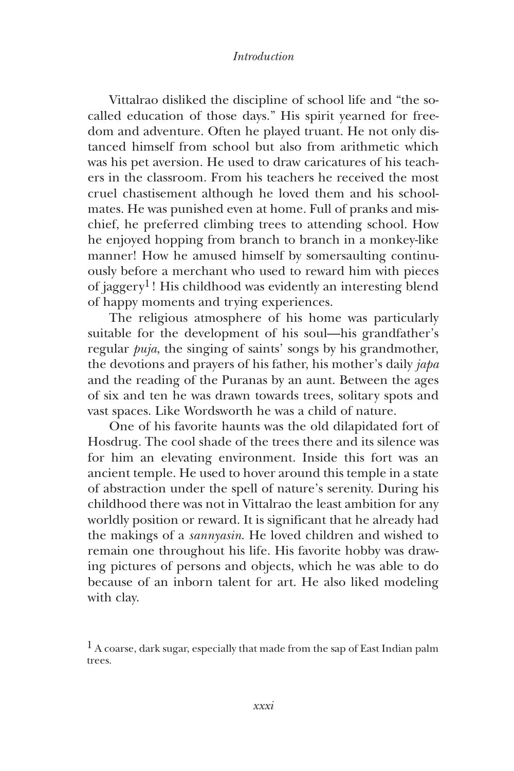Vittalrao disliked the discipline of school life and “the so-called education of those days.” His spirit yearned for freedom and adventure. Often he played truant. He not only distanced himself from school but also from arithmetic which was his pet aversion. He used to draw caricatures of his teachers in the classroom. From his teachers he received the most cruel chastisement although he loved them and his schoolmates. He was punished even at home. Full of pranks and mischief, he preferred climbing trees to attending school. How he enjoyed hopping from branch to branch in a monkey-like manner! How he amused himself by somersaulting continuously before a merchant who used to reward him with pieces of jaggery[1]! His childhood was evidently an interesting blend of happy moments and trying experiences.

The religious atmosphere of his home was particularly suitable for the development of his soul—his grandfather’s regular *puja*, the singing of saints’ songs by his grandmother, the devotions and prayers of his father, his mother’s daily *japa* and the reading of the Puranas by an aunt. Between the ages of six and ten he was drawn towards trees, solitary spots and vast spaces. Like Wordsworth he was a child of nature.

One of his favorite haunts was the old dilapidated fort of Hosdrug. The cool shade of the trees there and its silence was for him an elevating environment. Inside this fort was an ancient temple. He used to hover around this temple in a state of abstraction under the spell of nature’s serenity. During his childhood there was not in Vittalrao the least ambition for any worldly position or reward. It is significant that he already had the makings of a *sannyasin*. He loved children and wished to remain one throughout his life. His favorite hobby was drawing pictures of persons and objects, which he was able to do because of an inborn talent for art. He also liked modeling with clay.

[1] A coarse, dark sugar, especially that made from the sap of East Indian palm trees.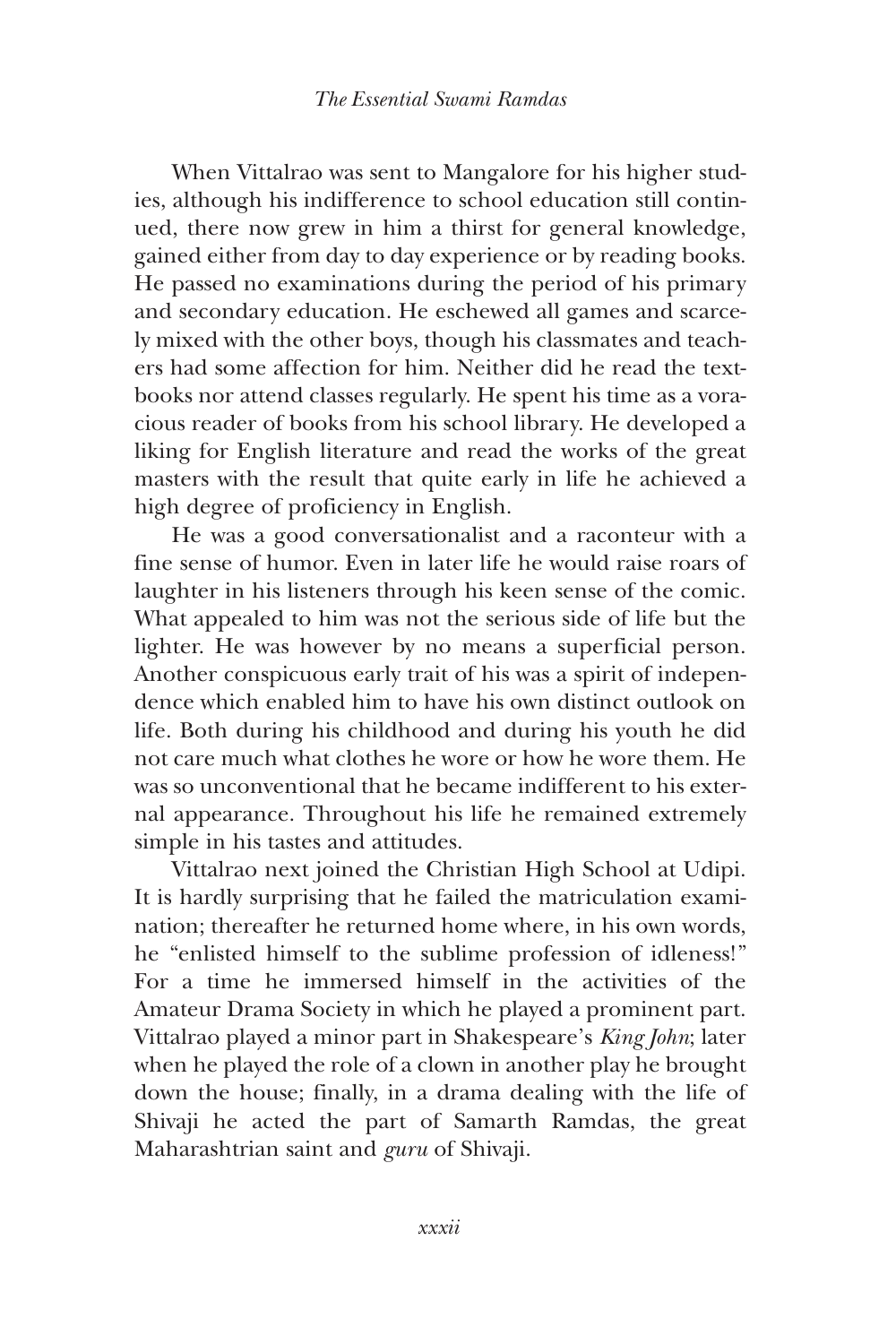When Vittalrao was sent to Mangalore for his higher studies, although his indifference to school education still continued, there now grew in him a thirst for general knowledge, gained either from day to day experience or by reading books. He passed no examinations during the period of his primary and secondary education. He eschewed all games and scarcely mixed with the other boys, though his classmates and teachers had some affection for him. Neither did he read the textbooks nor attend classes regularly. He spent his time as a voracious reader of books from his school library. He developed a liking for English literature and read the works of the great masters with the result that quite early in life he achieved a high degree of proficiency in English.

He was a good conversationalist and a raconteur with a fine sense of humor. Even in later life he would raise roars of laughter in his listeners through his keen sense of the comic. What appealed to him was not the serious side of life but the lighter. He was however by no means a superficial person. Another conspicuous early trait of his was a spirit of independence which enabled him to have his own distinct outlook on life. Both during his childhood and during his youth he did not care much what clothes he wore or how he wore them. He was so unconventional that he became indifferent to his external appearance. Throughout his life he remained extremely simple in his tastes and attitudes.

Vittalrao next joined the Christian High School at Udipi. It is hardly surprising that he failed the matriculation examination; thereafter he returned home where, in his own words, he "enlisted himself to the sublime profession of idleness!" For a time he immersed himself in the activities of the Amateur Drama Society in which he played a prominent part. Vittalrao played a minor part in Shakespeare's *King John*; later when he played the role of a clown in another play he brought down the house; finally, in a drama dealing with the life of Shivaji he acted the part of Samarth Ramdas, the great Maharashtrian saint and *guru* of Shivaji.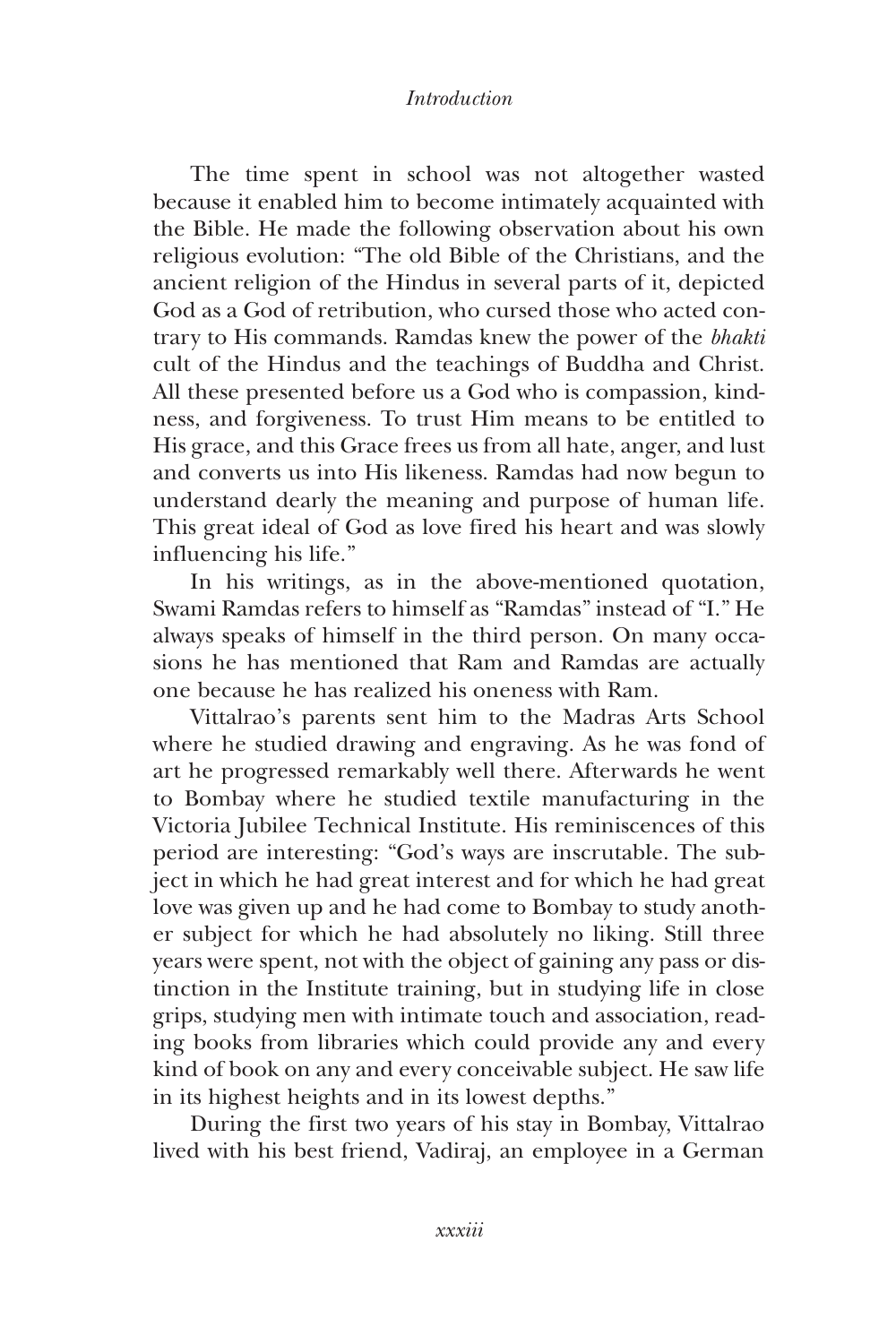The time spent in school was not altogether wasted because it enabled him to become intimately acquainted with the Bible. He made the following observation about his own religious evolution: "The old Bible of the Christians, and the ancient religion of the Hindus in several parts of it, depicted God as a God of retribution, who cursed those who acted contrary to His commands. Ramdas knew the power of the *bhakti* cult of the Hindus and the teachings of Buddha and Christ. All these presented before us a God who is compassion, kindness, and forgiveness. To trust Him means to be entitled to His grace, and this Grace frees us from all hate, anger, and lust and converts us into His likeness. Ramdas had now begun to understand dearly the meaning and purpose of human life. This great ideal of God as love fired his heart and was slowly influencing his life."

In his writings, as in the above-mentioned quotation, Swami Ramdas refers to himself as "Ramdas" instead of "I." He always speaks of himself in the third person. On many occasions he has mentioned that Ram and Ramdas are actually one because he has realized his oneness with Ram.

Vittalrao's parents sent him to the Madras Arts School where he studied drawing and engraving. As he was fond of art he progressed remarkably well there. Afterwards he went to Bombay where he studied textile manufacturing in the Victoria Jubilee Technical Institute. His reminiscences of this period are interesting: "God's ways are inscrutable. The subject in which he had great interest and for which he had great love was given up and he had come to Bombay to study another subject for which he had absolutely no liking. Still three years were spent, not with the object of gaining any pass or distinction in the Institute training, but in studying life in close grips, studying men with intimate touch and association, reading books from libraries which could provide any and every kind of book on any and every conceivable subject. He saw life in its highest heights and in its lowest depths."

During the first two years of his stay in Bombay, Vittalrao lived with his best friend, Vadiraj, an employee in a German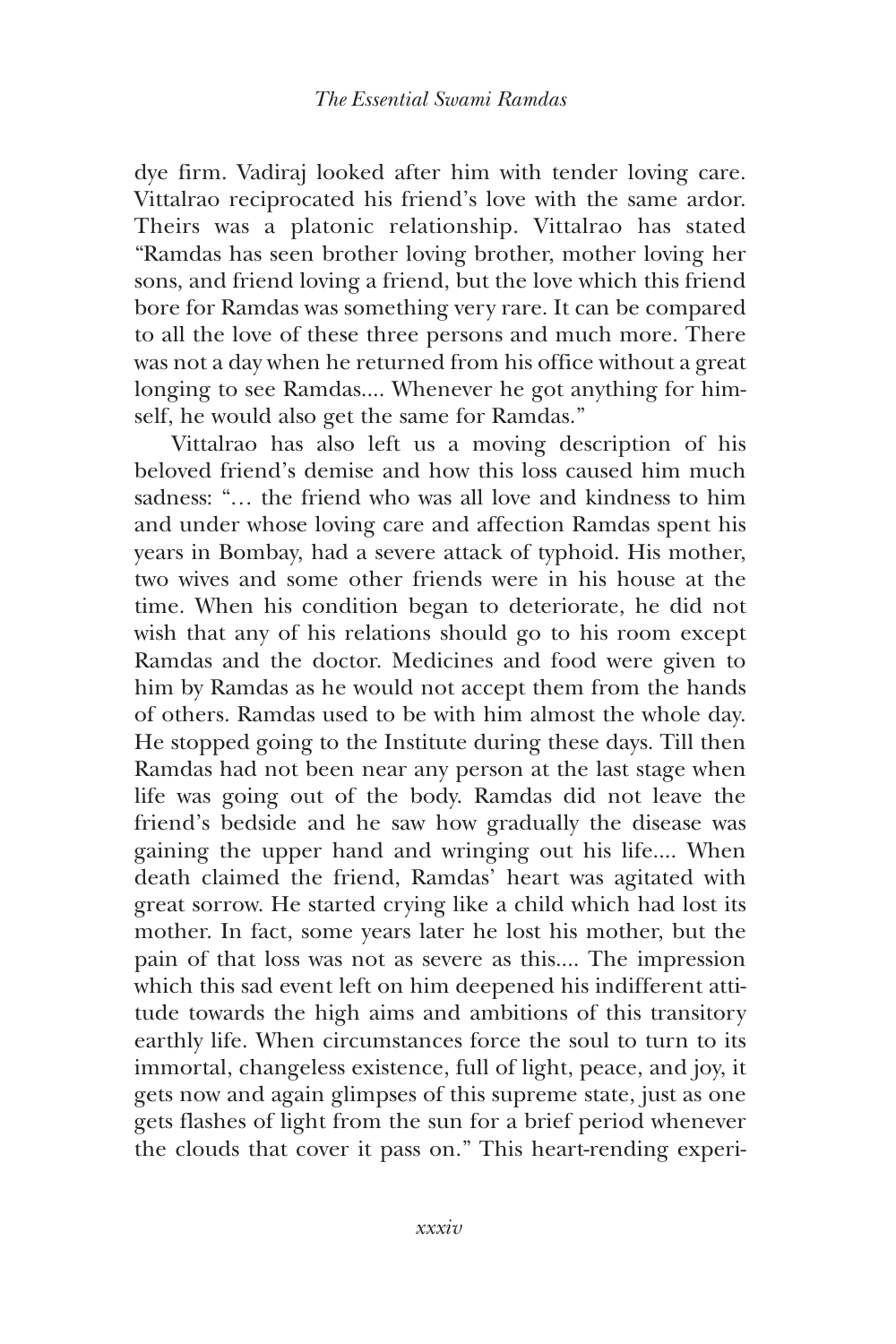dye firm. Vadiraj looked after him with tender loving care. Vittalrao reciprocated his friend's love with the same ardor. Theirs was a platonic relationship. Vittalrao has stated "Ramdas has seen brother loving brother, mother loving her sons, and friend loving a friend, but the love which this friend bore for Ramdas was something very rare. It can be compared to all the love of these three persons and much more. There was not a day when he returned from his office without a great longing to see Ramdas.... Whenever he got anything for himself, he would also get the same for Ramdas."

Vittalrao has also left us a moving description of his beloved friend's demise and how this loss caused him much sadness: "… the friend who was all love and kindness to him and under whose loving care and affection Ramdas spent his years in Bombay, had a severe attack of typhoid. His mother, two wives and some other friends were in his house at the time. When his condition began to deteriorate, he did not wish that any of his relations should go to his room except Ramdas and the doctor. Medicines and food were given to him by Ramdas as he would not accept them from the hands of others. Ramdas used to be with him almost the whole day. He stopped going to the Institute during these days. Till then Ramdas had not been near any person at the last stage when life was going out of the body. Ramdas did not leave the friend's bedside and he saw how gradually the disease was gaining the upper hand and wringing out his life.... When death claimed the friend, Ramdas' heart was agitated with great sorrow. He started crying like a child which had lost its mother. In fact, some years later he lost his mother, but the pain of that loss was not as severe as this.... The impression which this sad event left on him deepened his indifferent attitude towards the high aims and ambitions of this transitory earthly life. When circumstances force the soul to turn to its immortal, changeless existence, full of light, peace, and joy, it gets now and again glimpses of this supreme state, just as one gets flashes of light from the sun for a brief period whenever the clouds that cover it pass on." This heart-rending experi-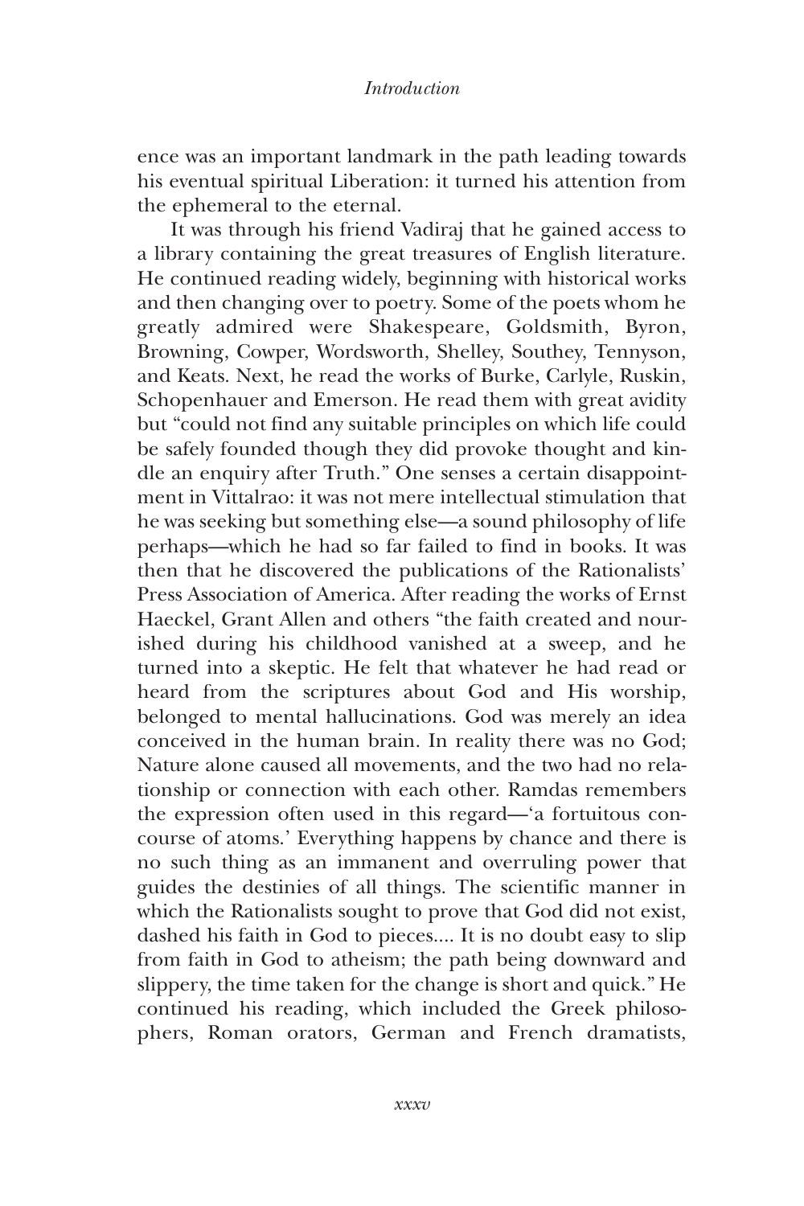ence was an important landmark in the path leading towards his eventual spiritual Liberation: it turned his attention from the ephemeral to the eternal.

It was through his friend Vadiraj that he gained access to a library containing the great treasures of English literature. He continued reading widely, beginning with historical works and then changing over to poetry. Some of the poets whom he greatly admired were Shakespeare, Goldsmith, Byron, Browning, Cowper, Wordsworth, Shelley, Southey, Tennyson, and Keats. Next, he read the works of Burke, Carlyle, Ruskin, Schopenhauer and Emerson. He read them with great avidity but "could not find any suitable principles on which life could be safely founded though they did provoke thought and kindle an enquiry after Truth." One senses a certain disappointment in Vittalrao: it was not mere intellectual stimulation that he was seeking but something else—a sound philosophy of life perhaps—which he had so far failed to find in books. It was then that he discovered the publications of the Rationalists' Press Association of America. After reading the works of Ernst Haeckel, Grant Allen and others "the faith created and nourished during his childhood vanished at a sweep, and he turned into a skeptic. He felt that whatever he had read or heard from the scriptures about God and His worship, belonged to mental hallucinations. God was merely an idea conceived in the human brain. In reality there was no God; Nature alone caused all movements, and the two had no relationship or connection with each other. Ramdas remembers the expression often used in this regard—'a fortuitous concourse of atoms.' Everything happens by chance and there is no such thing as an immanent and overruling power that guides the destinies of all things. The scientific manner in which the Rationalists sought to prove that God did not exist, dashed his faith in God to pieces.... It is no doubt easy to slip from faith in God to atheism; the path being downward and slippery, the time taken for the change is short and quick." He continued his reading, which included the Greek philosophers, Roman orators, German and French dramatists,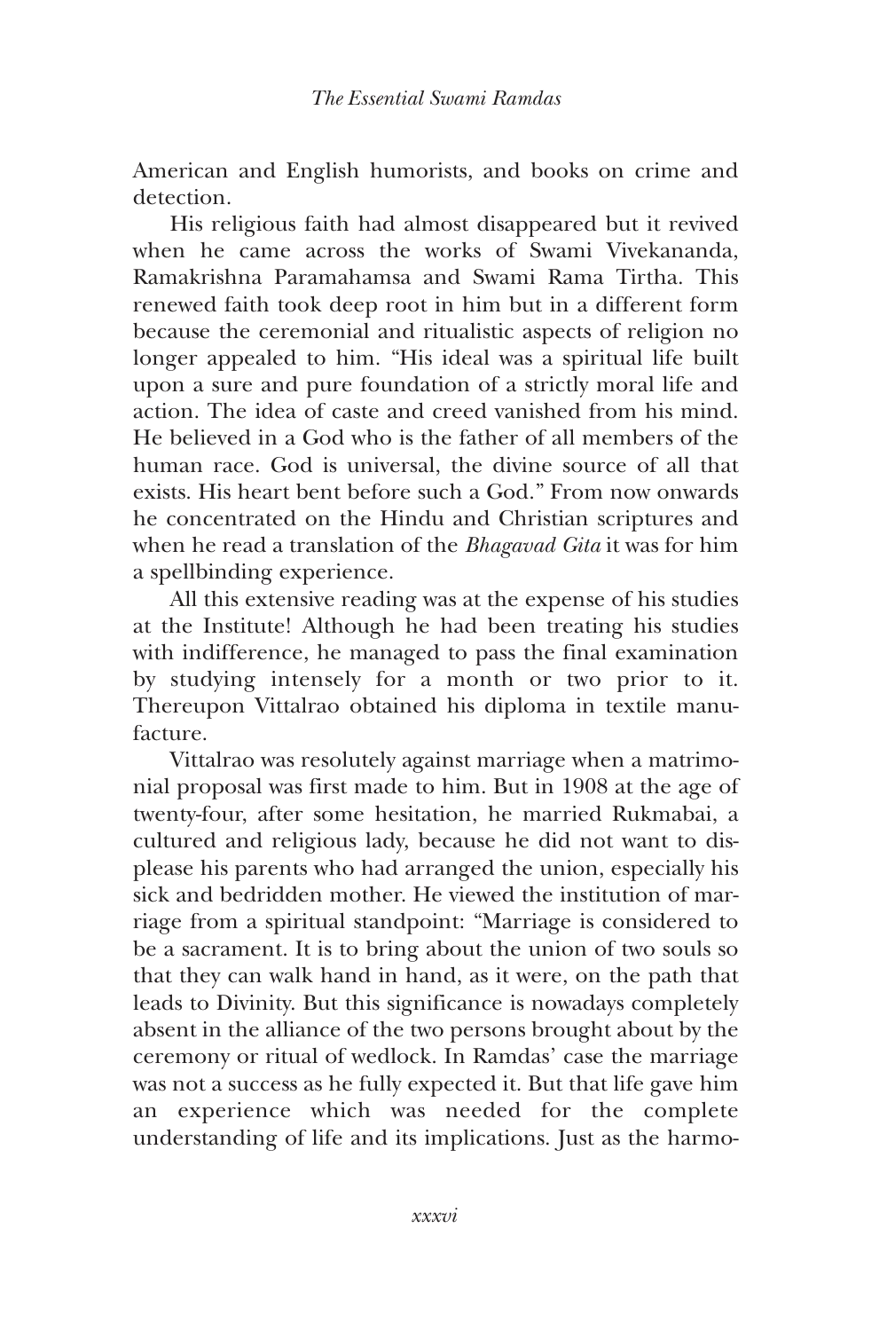American and English humorists, and books on crime and detection.

His religious faith had almost disappeared but it revived when he came across the works of Swami Vivekananda, Ramakrishna Paramahamsa and Swami Rama Tirtha. This renewed faith took deep root in him but in a different form because the ceremonial and ritualistic aspects of religion no longer appealed to him. "His ideal was a spiritual life built upon a sure and pure foundation of a strictly moral life and action. The idea of caste and creed vanished from his mind. He believed in a God who is the father of all members of the human race. God is universal, the divine source of all that exists. His heart bent before such a God." From now onwards he concentrated on the Hindu and Christian scriptures and when he read a translation of the *Bhagavad Gita* it was for him a spellbinding experience.

All this extensive reading was at the expense of his studies at the Institute! Although he had been treating his studies with indifference, he managed to pass the final examination by studying intensely for a month or two prior to it. Thereupon Vittalrao obtained his diploma in textile manufacture.

Vittalrao was resolutely against marriage when a matrimonial proposal was first made to him. But in 1908 at the age of twenty-four, after some hesitation, he married Rukmabai, a cultured and religious lady, because he did not want to displease his parents who had arranged the union, especially his sick and bedridden mother. He viewed the institution of marriage from a spiritual standpoint: "Marriage is considered to be a sacrament. It is to bring about the union of two souls so that they can walk hand in hand, as it were, on the path that leads to Divinity. But this significance is nowadays completely absent in the alliance of the two persons brought about by the ceremony or ritual of wedlock. In Ramdas' case the marriage was not a success as he fully expected it. But that life gave him an experience which was needed for the complete understanding of life and its implications. Just as the harmo-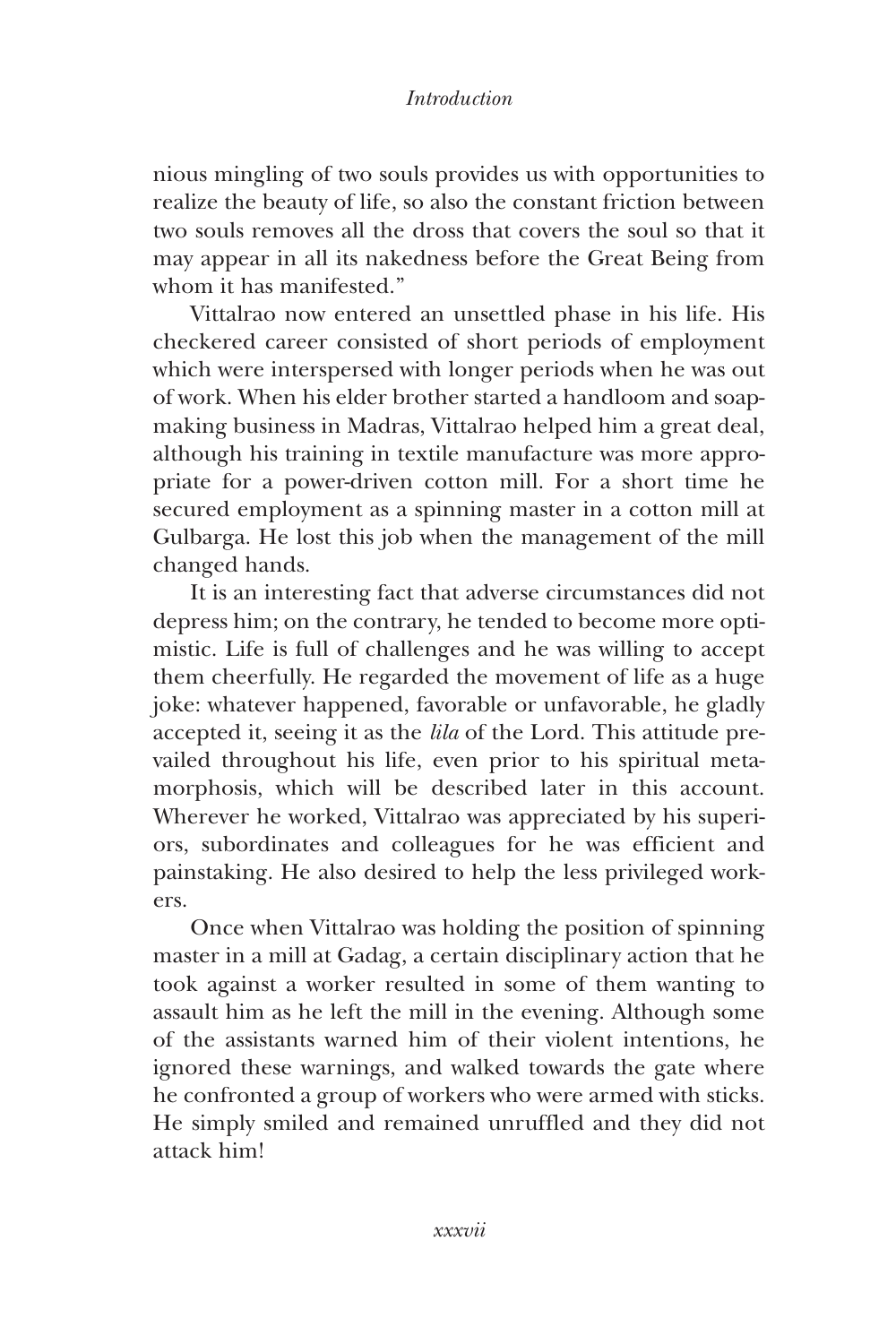nious mingling of two souls provides us with opportunities to realize the beauty of life, so also the constant friction between two souls removes all the dross that covers the soul so that it may appear in all its nakedness before the Great Being from whom it has manifested."

Vittalrao now entered an unsettled phase in his life. His checkered career consisted of short periods of employment which were interspersed with longer periods when he was out of work. When his elder brother started a handloom and soap-making business in Madras, Vittalrao helped him a great deal, although his training in textile manufacture was more appropriate for a power-driven cotton mill. For a short time he secured employment as a spinning master in a cotton mill at Gulbarga. He lost this job when the management of the mill changed hands.

It is an interesting fact that adverse circumstances did not depress him; on the contrary, he tended to become more optimistic. Life is full of challenges and he was willing to accept them cheerfully. He regarded the movement of life as a huge joke: whatever happened, favorable or unfavorable, he gladly accepted it, seeing it as the *lila* of the Lord. This attitude prevailed throughout his life, even prior to his spiritual metamorphosis, which will be described later in this account. Wherever he worked, Vittalrao was appreciated by his superiors, subordinates and colleagues for he was efficient and painstaking. He also desired to help the less privileged workers.

Once when Vittalrao was holding the position of spinning master in a mill at Gadag, a certain disciplinary action that he took against a worker resulted in some of them wanting to assault him as he left the mill in the evening. Although some of the assistants warned him of their violent intentions, he ignored these warnings, and walked towards the gate where he confronted a group of workers who were armed with sticks. He simply smiled and remained unruffled and they did not attack him!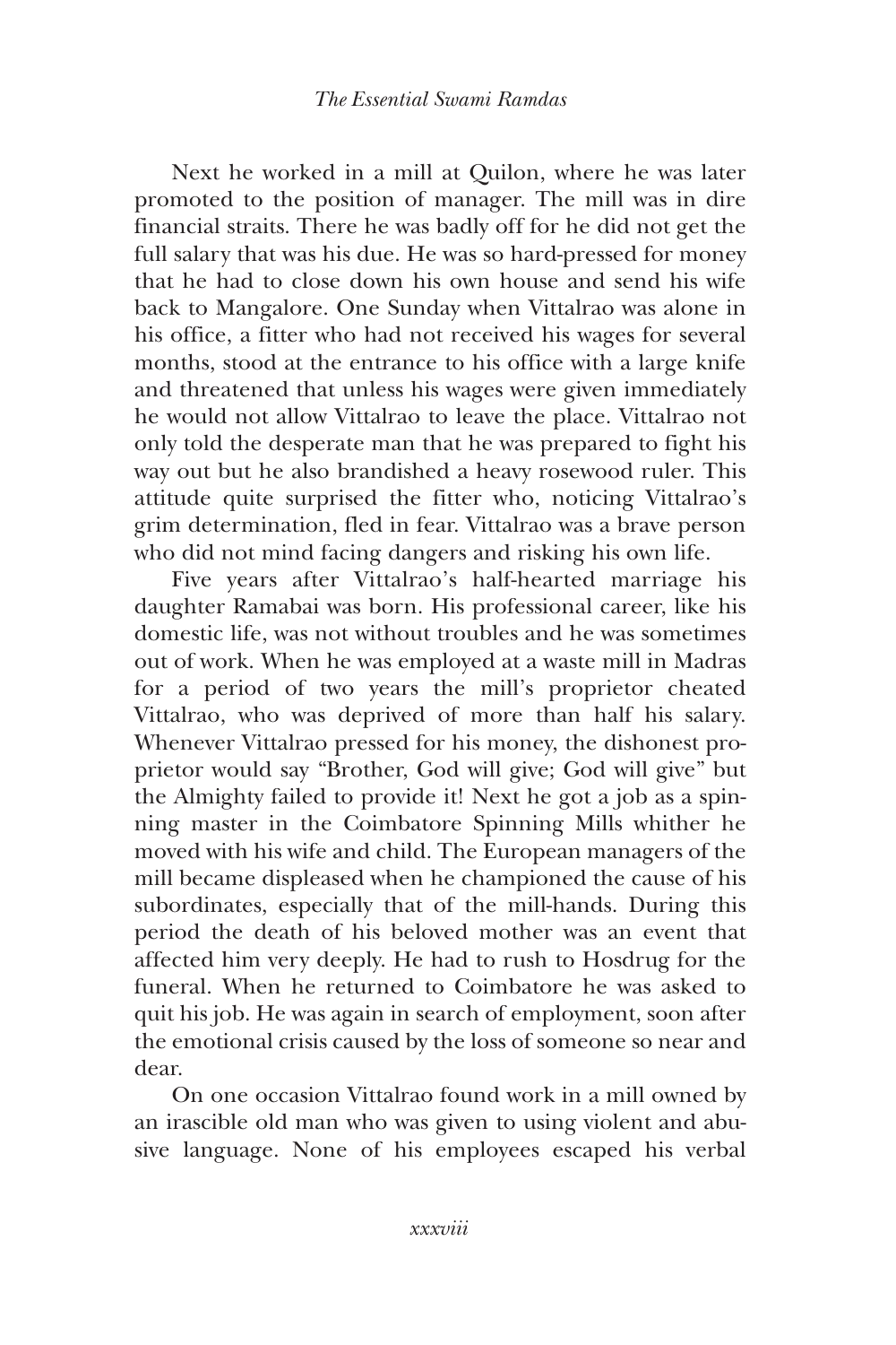Next he worked in a mill at Quilon, where he was later promoted to the position of manager. The mill was in dire financial straits. There he was badly off for he did not get the full salary that was his due. He was so hard-pressed for money that he had to close down his own house and send his wife back to Mangalore. One Sunday when Vittalrao was alone in his office, a fitter who had not received his wages for several months, stood at the entrance to his office with a large knife and threatened that unless his wages were given immediately he would not allow Vittalrao to leave the place. Vittalrao not only told the desperate man that he was prepared to fight his way out but he also brandished a heavy rosewood ruler. This attitude quite surprised the fitter who, noticing Vittalrao's grim determination, fled in fear. Vittalrao was a brave person who did not mind facing dangers and risking his own life.

Five years after Vittalrao's half-hearted marriage his daughter Ramabai was born. His professional career, like his domestic life, was not without troubles and he was sometimes out of work. When he was employed at a waste mill in Madras for a period of two years the mill's proprietor cheated Vittalrao, who was deprived of more than half his salary. Whenever Vittalrao pressed for his money, the dishonest proprietor would say "Brother, God will give; God will give" but the Almighty failed to provide it! Next he got a job as a spinning master in the Coimbatore Spinning Mills whither he moved with his wife and child. The European managers of the mill became displeased when he championed the cause of his subordinates, especially that of the mill-hands. During this period the death of his beloved mother was an event that affected him very deeply. He had to rush to Hosdrug for the funeral. When he returned to Coimbatore he was asked to quit his job. He was again in search of employment, soon after the emotional crisis caused by the loss of someone so near and dear.

On one occasion Vittalrao found work in a mill owned by an irascible old man who was given to using violent and abusive language. None of his employees escaped his verbal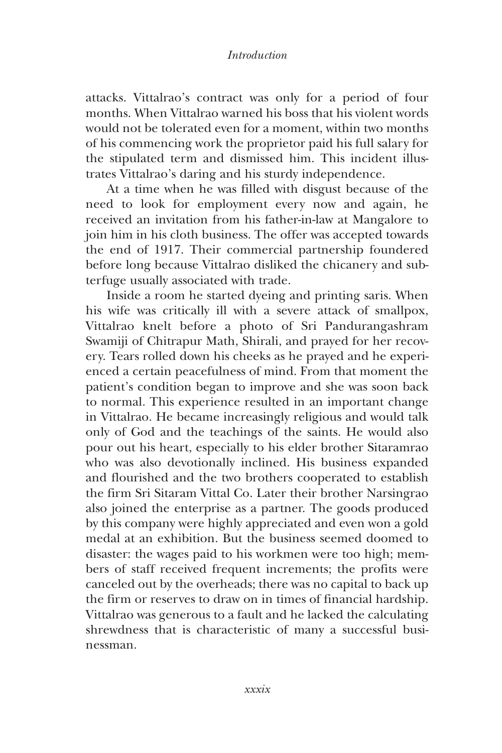attacks. Vittalrao's contract was only for a period of four months. When Vittalrao warned his boss that his violent words would not be tolerated even for a moment, within two months of his commencing work the proprietor paid his full salary for the stipulated term and dismissed him. This incident illustrates Vittalrao's daring and his sturdy independence.

At a time when he was filled with disgust because of the need to look for employment every now and again, he received an invitation from his father-in-law at Mangalore to join him in his cloth business. The offer was accepted towards the end of 1917. Their commercial partnership foundered before long because Vittalrao disliked the chicanery and subterfuge usually associated with trade.

Inside a room he started dyeing and printing saris. When his wife was critically ill with a severe attack of smallpox, Vittalrao knelt before a photo of Sri Pandurangashram Swamiji of Chitrapur Math, Shirali, and prayed for her recovery. Tears rolled down his cheeks as he prayed and he experienced a certain peacefulness of mind. From that moment the patient's condition began to improve and she was soon back to normal. This experience resulted in an important change in Vittalrao. He became increasingly religious and would talk only of God and the teachings of the saints. He would also pour out his heart, especially to his elder brother Sitaramrao who was also devotionally inclined. His business expanded and flourished and the two brothers cooperated to establish the firm Sri Sitaram Vittal Co. Later their brother Narsingrao also joined the enterprise as a partner. The goods produced by this company were highly appreciated and even won a gold medal at an exhibition. But the business seemed doomed to disaster: the wages paid to his workmen were too high; members of staff received frequent increments; the profits were canceled out by the overheads; there was no capital to back up the firm or reserves to draw on in times of financial hardship. Vittalrao was generous to a fault and he lacked the calculating shrewdness that is characteristic of many a successful businessman.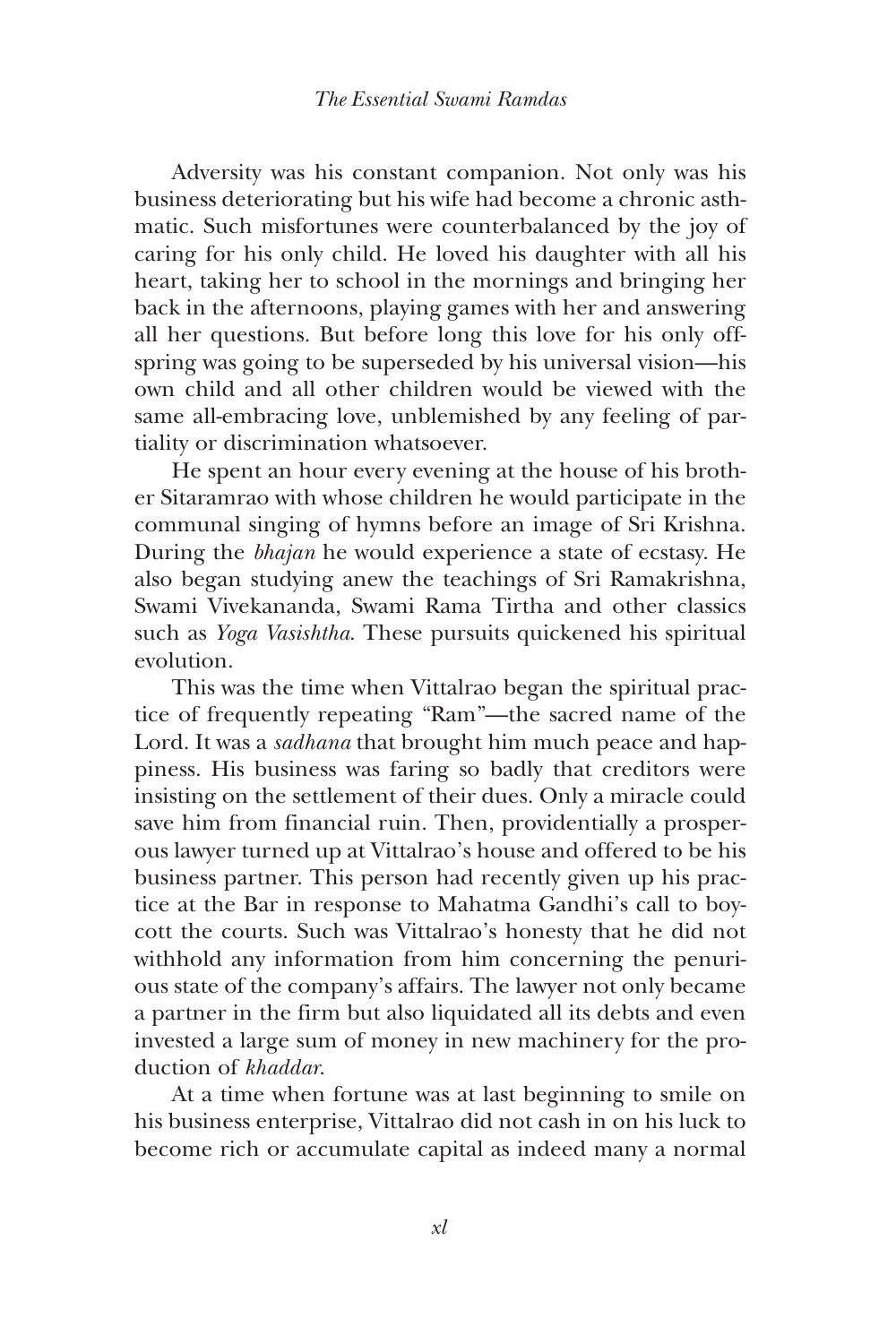Adversity was his constant companion. Not only was his business deteriorating but his wife had become a chronic asthmatic. Such misfortunes were counterbalanced by the joy of caring for his only child. He loved his daughter with all his heart, taking her to school in the mornings and bringing her back in the afternoons, playing games with her and answering all her questions. But before long this love for his only offspring was going to be superseded by his universal vision—his own child and all other children would be viewed with the same all-embracing love, unblemished by any feeling of partiality or discrimination whatsoever.

He spent an hour every evening at the house of his brother Sitaramrao with whose children he would participate in the communal singing of hymns before an image of Sri Krishna. During the *bhajan* he would experience a state of ecstasy. He also began studying anew the teachings of Sri Ramakrishna, Swami Vivekananda, Swami Rama Tirtha and other classics such as *Yoga Vasishtha*. These pursuits quickened his spiritual evolution.

This was the time when Vittalrao began the spiritual practice of frequently repeating "Ram"—the sacred name of the Lord. It was a *sadhana* that brought him much peace and happiness. His business was faring so badly that creditors were insisting on the settlement of their dues. Only a miracle could save him from financial ruin. Then, providentially a prosperous lawyer turned up at Vittalrao's house and offered to be his business partner. This person had recently given up his practice at the Bar in response to Mahatma Gandhi's call to boycott the courts. Such was Vittalrao's honesty that he did not withhold any information from him concerning the penurious state of the company's affairs. The lawyer not only became a partner in the firm but also liquidated all its debts and even invested a large sum of money in new machinery for the production of *khaddar*.

At a time when fortune was at last beginning to smile on his business enterprise, Vittalrao did not cash in on his luck to become rich or accumulate capital as indeed many a normal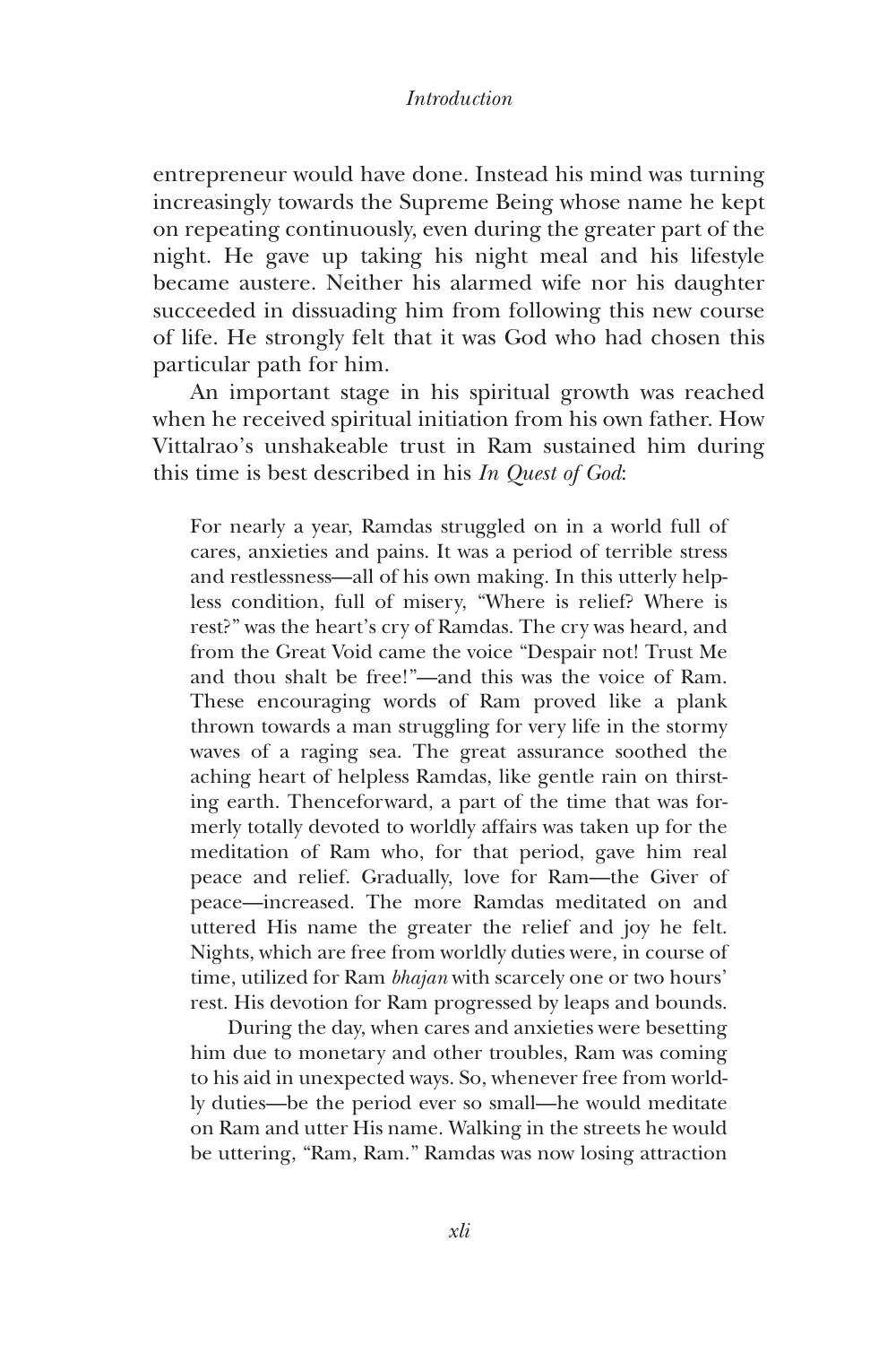entrepreneur would have done. Instead his mind was turning increasingly towards the Supreme Being whose name he kept on repeating continuously, even during the greater part of the night. He gave up taking his night meal and his lifestyle became austere. Neither his alarmed wife nor his daughter succeeded in dissuading him from following this new course of life. He strongly felt that it was God who had chosen this particular path for him.

An important stage in his spiritual growth was reached when he received spiritual initiation from his own father. How Vittalrao's unshakeable trust in Ram sustained him during this time is best described in his *In Quest of God*:

> For nearly a year, Ramdas struggled on in a world full of cares, anxieties and pains. It was a period of terrible stress and restlessness—all of his own making. In this utterly helpless condition, full of misery, "Where is relief? Where is rest?" was the heart's cry of Ramdas. The cry was heard, and from the Great Void came the voice "Despair not! Trust Me and thou shalt be free!"—and this was the voice of Ram. These encouraging words of Ram proved like a plank thrown towards a man struggling for very life in the stormy waves of a raging sea. The great assurance soothed the aching heart of helpless Ramdas, like gentle rain on thirsting earth. Thenceforward, a part of the time that was formerly totally devoted to worldly affairs was taken up for the meditation of Ram who, for that period, gave him real peace and relief. Gradually, love for Ram—the Giver of peace—increased. The more Ramdas meditated on and uttered His name the greater the relief and joy he felt. Nights, which are free from worldly duties were, in course of time, utilized for Ram *bhajan* with scarcely one or two hours' rest. His devotion for Ram progressed by leaps and bounds.
>
> During the day, when cares and anxieties were besetting him due to monetary and other troubles, Ram was coming to his aid in unexpected ways. So, whenever free from worldly duties—be the period ever so small—he would meditate on Ram and utter His name. Walking in the streets he would be uttering, "Ram, Ram." Ramdas was now losing attraction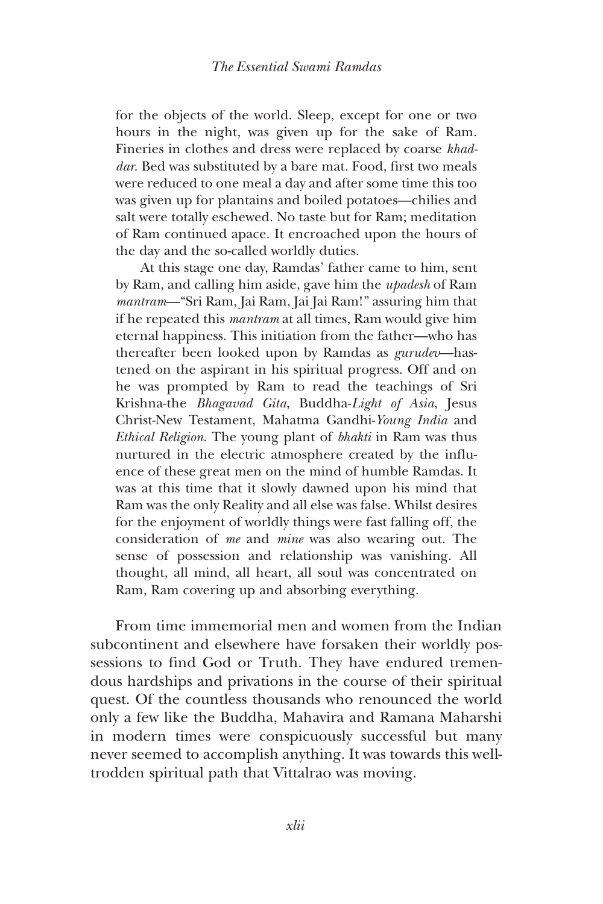> for the objects of the world. Sleep, except for one or two hours in the night, was given up for the sake of Ram. Fineries in clothes and dress were replaced by coarse *khaddar*. Bed was substituted by a bare mat. Food, first two meals were reduced to one meal a day and after some time this too was given up for plantains and boiled potatoes—chilies and salt were totally eschewed. No taste but for Ram; meditation of Ram continued apace. It encroached upon the hours of the day and the so-called worldly duties.
>
> At this stage one day, Ramdas' father came to him, sent by Ram, and calling him aside, gave him the *upadesh* of Ram *mantram*—"Sri Ram, Jai Ram, Jai Jai Ram!" assuring him that if he repeated this *mantram* at all times, Ram would give him eternal happiness. This initiation from the father—who has thereafter been looked upon by Ramdas as *gurudev*—hastened on the aspirant in his spiritual progress. Off and on he was prompted by Ram to read the teachings of Sri Krishna-the *Bhagavad Gita*, Buddha-*Light of Asia*, Jesus Christ-New Testament, Mahatma Gandhi-*Young India* and *Ethical Religion*. The young plant of *bhakti* in Ram was thus nurtured in the electric atmosphere created by the influence of these great men on the mind of humble Ramdas. It was at this time that it slowly dawned upon his mind that Ram was the only Reality and all else was false. Whilst desires for the enjoyment of worldly things were fast falling off, the consideration of *me* and *mine* was also wearing out. The sense of possession and relationship was vanishing. All thought, all mind, all heart, all soul was concentrated on Ram, Ram covering up and absorbing everything.

From time immemorial men and women from the Indian subcontinent and elsewhere have forsaken their worldly possessions to find God or Truth. They have endured tremendous hardships and privations in the course of their spiritual quest. Of the countless thousands who renounced the world only a few like the Buddha, Mahavira and Ramana Maharshi in modern times were conspicuously successful but many never seemed to accomplish anything. It was towards this well-trodden spiritual path that Vittalrao was moving.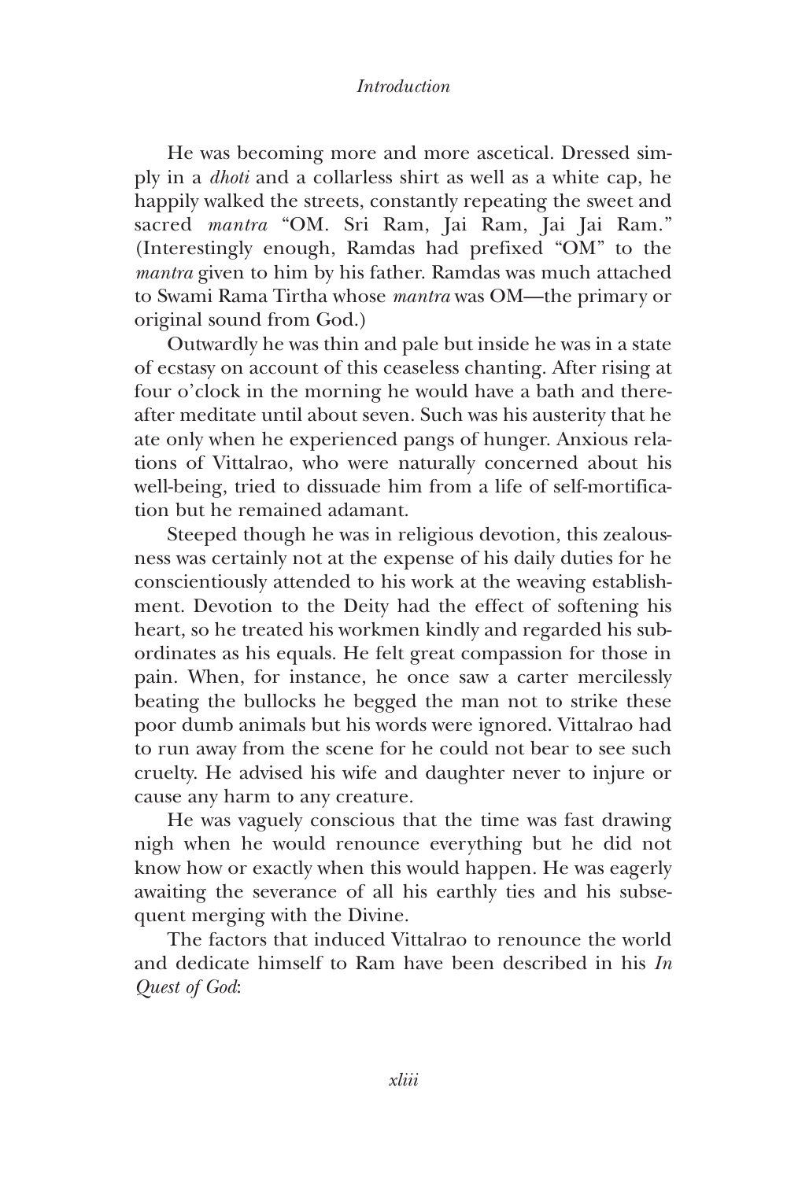He was becoming more and more ascetical. Dressed simply in a *dhoti* and a collarless shirt as well as a white cap, he happily walked the streets, constantly repeating the sweet and sacred *mantra* "OM. Sri Ram, Jai Ram, Jai Jai Ram." (Interestingly enough, Ramdas had prefixed "OM" to the *mantra* given to him by his father. Ramdas was much attached to Swami Rama Tirtha whose *mantra* was OM—the primary or original sound from God.)

Outwardly he was thin and pale but inside he was in a state of ecstasy on account of this ceaseless chanting. After rising at four o'clock in the morning he would have a bath and thereafter meditate until about seven. Such was his austerity that he ate only when he experienced pangs of hunger. Anxious relations of Vittalrao, who were naturally concerned about his well-being, tried to dissuade him from a life of self-mortification but he remained adamant.

Steeped though he was in religious devotion, this zealousness was certainly not at the expense of his daily duties for he conscientiously attended to his work at the weaving establishment. Devotion to the Deity had the effect of softening his heart, so he treated his workmen kindly and regarded his subordinates as his equals. He felt great compassion for those in pain. When, for instance, he once saw a carter mercilessly beating the bullocks he begged the man not to strike these poor dumb animals but his words were ignored. Vittalrao had to run away from the scene for he could not bear to see such cruelty. He advised his wife and daughter never to injure or cause any harm to any creature.

He was vaguely conscious that the time was fast drawing nigh when he would renounce everything but he did not know how or exactly when this would happen. He was eagerly awaiting the severance of all his earthly ties and his subsequent merging with the Divine.

The factors that induced Vittalrao to renounce the world and dedicate himself to Ram have been described in his *In Quest of God*: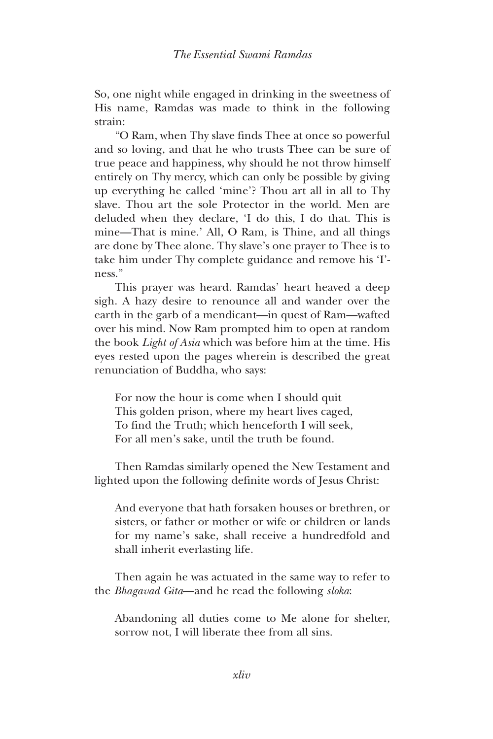So, one night while engaged in drinking in the sweetness of His name, Ramdas was made to think in the following strain:

"O Ram, when Thy slave finds Thee at once so powerful and so loving, and that he who trusts Thee can be sure of true peace and happiness, why should he not throw himself entirely on Thy mercy, which can only be possible by giving up everything he called 'mine'? Thou art all in all to Thy slave. Thou art the sole Protector in the world. Men are deluded when they declare, 'I do this, I do that. This is mine—That is mine.' All, O Ram, is Thine, and all things are done by Thee alone. Thy slave's one prayer to Thee is to take him under Thy complete guidance and remove his 'I'-ness."

This prayer was heard. Ramdas' heart heaved a deep sigh. A hazy desire to renounce all and wander over the earth in the garb of a mendicant—in quest of Ram—wafted over his mind. Now Ram prompted him to open at random the book *Light of Asia* which was before him at the time. His eyes rested upon the pages wherein is described the great renunciation of Buddha, who says:

> For now the hour is come when I should quit
> This golden prison, where my heart lives caged,
> To find the Truth; which henceforth I will seek,
> For all men's sake, until the truth be found.

Then Ramdas similarly opened the New Testament and lighted upon the following definite words of Jesus Christ:

> And everyone that hath forsaken houses or brethren, or sisters, or father or mother or wife or children or lands for my name's sake, shall receive a hundredfold and shall inherit everlasting life.

Then again he was actuated in the same way to refer to the *Bhagavad Gita*—and he read the following *sloka*:

> Abandoning all duties come to Me alone for shelter, sorrow not, I will liberate thee from all sins.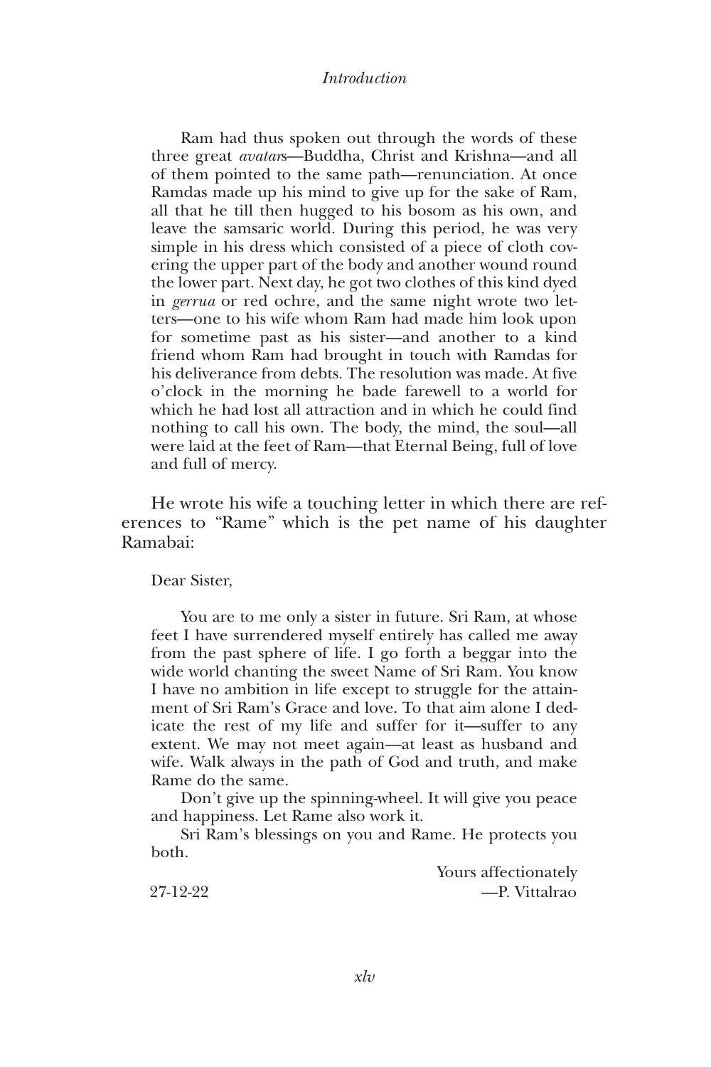Ram had thus spoken out through the words of these three great *avatar*s—Buddha, Christ and Krishna—and all of them pointed to the same path—renunciation. At once Ramdas made up his mind to give up for the sake of Ram, all that he till then hugged to his bosom as his own, and leave the samsaric world. During this period, he was very simple in his dress which consisted of a piece of cloth covering the upper part of the body and another wound round the lower part. Next day, he got two clothes of this kind dyed in *gerrua* or red ochre, and the same night wrote two letters—one to his wife whom Ram had made him look upon for sometime past as his sister—and another to a kind friend whom Ram had brought in touch with Ramdas for his deliverance from debts. The resolution was made. At five o'clock in the morning he bade farewell to a world for which he had lost all attraction and in which he could find nothing to call his own. The body, the mind, the soul—all were laid at the feet of Ram—that Eternal Being, full of love and full of mercy.

He wrote his wife a touching letter in which there are references to "Rame" which is the pet name of his daughter Ramabai:

Dear Sister,

You are to me only a sister in future. Sri Ram, at whose feet I have surrendered myself entirely has called me away from the past sphere of life. I go forth a beggar into the wide world chanting the sweet Name of Sri Ram. You know I have no ambition in life except to struggle for the attainment of Sri Ram's Grace and love. To that aim alone I dedicate the rest of my life and suffer for it—suffer to any extent. We may not meet again—at least as husband and wife. Walk always in the path of God and truth, and make Rame do the same.

Don't give up the spinning-wheel. It will give you peace and happiness. Let Rame also work it.

Sri Ram's blessings on you and Rame. He protects you both.

Yours affectionately

27-12-22 —P. Vittalrao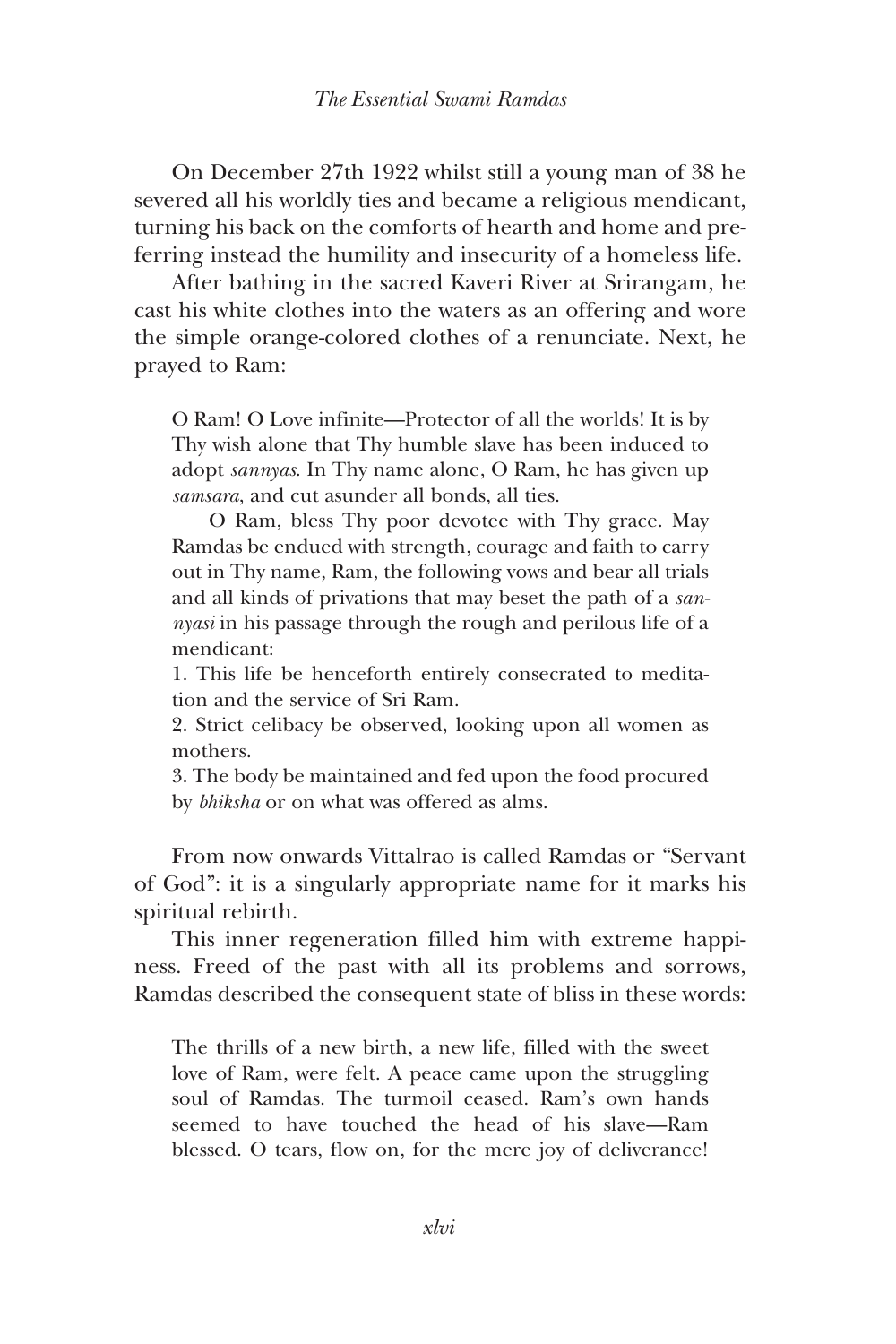On December 27th 1922 whilst still a young man of 38 he severed all his worldly ties and became a religious mendicant, turning his back on the comforts of hearth and home and preferring instead the humility and insecurity of a homeless life.

After bathing in the sacred Kaveri River at Srirangam, he cast his white clothes into the waters as an offering and wore the simple orange-colored clothes of a renunciate. Next, he prayed to Ram:

> O Ram! O Love infinite—Protector of all the worlds! It is by Thy wish alone that Thy humble slave has been induced to adopt *sannyas*. In Thy name alone, O Ram, he has given up *samsara*, and cut asunder all bonds, all ties.
>
> O Ram, bless Thy poor devotee with Thy grace. May Ramdas be endued with strength, courage and faith to carry out in Thy name, Ram, the following vows and bear all trials and all kinds of privations that may beset the path of a *sannyasi* in his passage through the rough and perilous life of a mendicant:
>
> 1. This life be henceforth entirely consecrated to meditation and the service of Sri Ram.
> 2. Strict celibacy be observed, looking upon all women as mothers.
> 3. The body be maintained and fed upon the food procured by *bhiksha* or on what was offered as alms.

From now onwards Vittalrao is called Ramdas or "Servant of God": it is a singularly appropriate name for it marks his spiritual rebirth.

This inner regeneration filled him with extreme happiness. Freed of the past with all its problems and sorrows, Ramdas described the consequent state of bliss in these words:

> The thrills of a new birth, a new life, filled with the sweet love of Ram, were felt. A peace came upon the struggling soul of Ramdas. The turmoil ceased. Ram's own hands seemed to have touched the head of his slave—Ram blessed. O tears, flow on, for the mere joy of deliverance!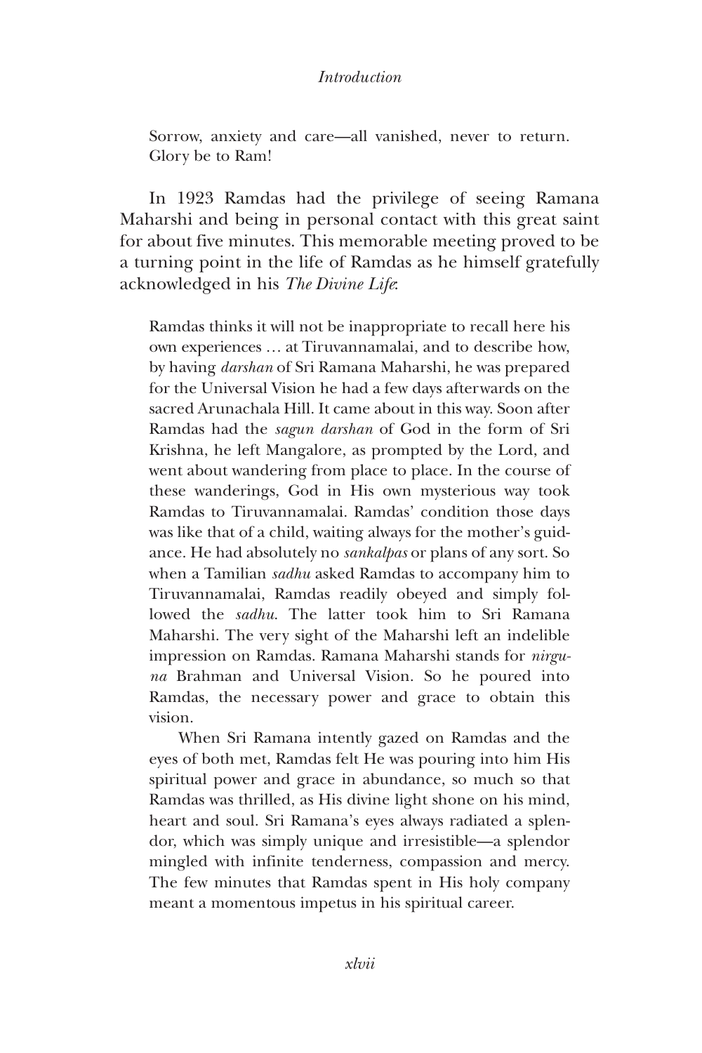> Sorrow, anxiety and care—all vanished, never to return. Glory be to Ram!

In 1923 Ramdas had the privilege of seeing Ramana Maharshi and being in personal contact with this great saint for about five minutes. This memorable meeting proved to be a turning point in the life of Ramdas as he himself gratefully acknowledged in his *The Divine Life*:

> Ramdas thinks it will not be inappropriate to recall here his own experiences … at Tiruvannamalai, and to describe how, by having *darshan* of Sri Ramana Maharshi, he was prepared for the Universal Vision he had a few days afterwards on the sacred Arunachala Hill. It came about in this way. Soon after Ramdas had the *sagun darshan* of God in the form of Sri Krishna, he left Mangalore, as prompted by the Lord, and went about wandering from place to place. In the course of these wanderings, God in His own mysterious way took Ramdas to Tiruvannamalai. Ramdas' condition those days was like that of a child, waiting always for the mother's guidance. He had absolutely no *sankalpas* or plans of any sort. So when a Tamilian *sadhu* asked Ramdas to accompany him to Tiruvannamalai, Ramdas readily obeyed and simply followed the *sadhu*. The latter took him to Sri Ramana Maharshi. The very sight of the Maharshi left an indelible impression on Ramdas. Ramana Maharshi stands for *nirguna* Brahman and Universal Vision. So he poured into Ramdas, the necessary power and grace to obtain this vision.
>
> When Sri Ramana intently gazed on Ramdas and the eyes of both met, Ramdas felt He was pouring into him His spiritual power and grace in abundance, so much so that Ramdas was thrilled, as His divine light shone on his mind, heart and soul. Sri Ramana's eyes always radiated a splendor, which was simply unique and irresistible—a splendor mingled with infinite tenderness, compassion and mercy. The few minutes that Ramdas spent in His holy company meant a momentous impetus in his spiritual career.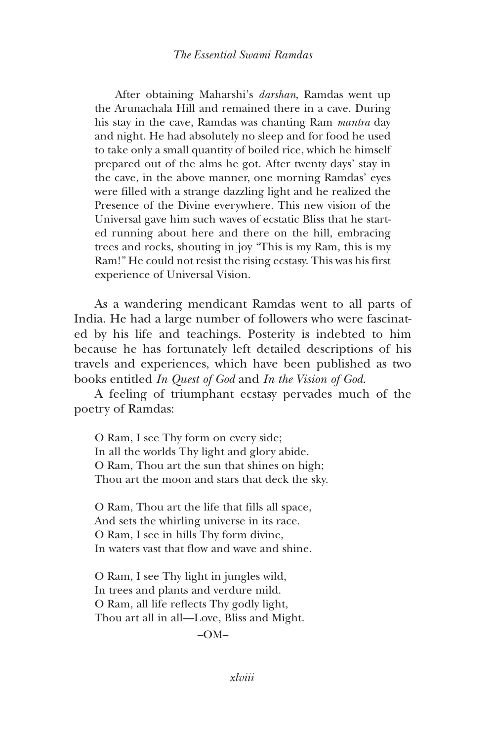> After obtaining Maharshi's *darshan*, Ramdas went up the Arunachala Hill and remained there in a cave. During his stay in the cave, Ramdas was chanting Ram *mantra* day and night. He had absolutely no sleep and for food he used to take only a small quantity of boiled rice, which he himself prepared out of the alms he got. After twenty days' stay in the cave, in the above manner, one morning Ramdas' eyes were filled with a strange dazzling light and he realized the Presence of the Divine everywhere. This new vision of the Universal gave him such waves of ecstatic Bliss that he started running about here and there on the hill, embracing trees and rocks, shouting in joy "This is my Ram, this is my Ram!" He could not resist the rising ecstasy. This was his first experience of Universal Vision.

As a wandering mendicant Ramdas went to all parts of India. He had a large number of followers who were fascinated by his life and teachings. Posterity is indebted to him because he has fortunately left detailed descriptions of his travels and experiences, which have been published as two books entitled *In Quest of God* and *In the Vision of God*.

A feeling of triumphant ecstasy pervades much of the poetry of Ramdas:

> O Ram, I see Thy form on every side;
> In all the worlds Thy light and glory abide.
> O Ram, Thou art the sun that shines on high;
> Thou art the moon and stars that deck the sky.
>
> O Ram, Thou art the life that fills all space,
> And sets the whirling universe in its race.
> O Ram, I see in hills Thy form divine,
> In waters vast that flow and wave and shine.
>
> O Ram, I see Thy light in jungles wild,
> In trees and plants and verdure mild.
> O Ram, all life reflects Thy godly light,
> Thou art all in all—Love, Bliss and Might.
>
> –OM–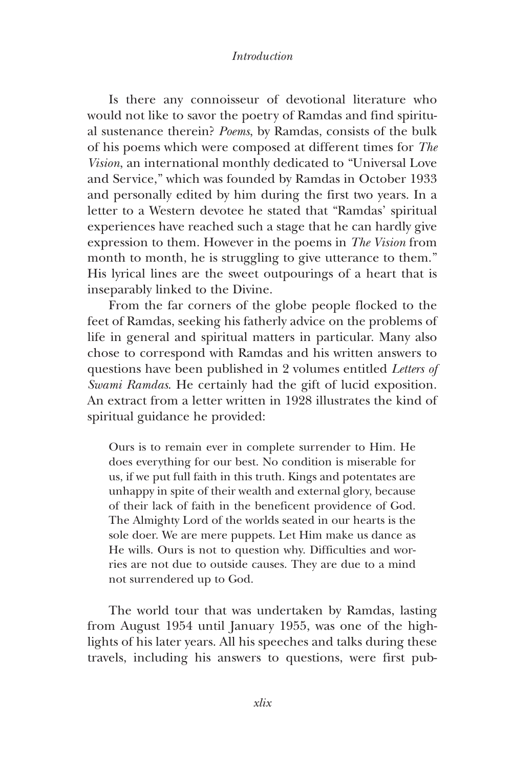Is there any connoisseur of devotional literature who would not like to savor the poetry of Ramdas and find spiritual sustenance therein? *Poems*, by Ramdas, consists of the bulk of his poems which were composed at different times for *The Vision*, an international monthly dedicated to "Universal Love and Service," which was founded by Ramdas in October 1933 and personally edited by him during the first two years. In a letter to a Western devotee he stated that "Ramdas' spiritual experiences have reached such a stage that he can hardly give expression to them. However in the poems in *The Vision* from month to month, he is struggling to give utterance to them." His lyrical lines are the sweet outpourings of a heart that is inseparably linked to the Divine.

From the far corners of the globe people flocked to the feet of Ramdas, seeking his fatherly advice on the problems of life in general and spiritual matters in particular. Many also chose to correspond with Ramdas and his written answers to questions have been published in 2 volumes entitled *Letters of Swami Ramdas*. He certainly had the gift of lucid exposition. An extract from a letter written in 1928 illustrates the kind of spiritual guidance he provided:

> Ours is to remain ever in complete surrender to Him. He does everything for our best. No condition is miserable for us, if we put full faith in this truth. Kings and potentates are unhappy in spite of their wealth and external glory, because of their lack of faith in the beneficent providence of God. The Almighty Lord of the worlds seated in our hearts is the sole doer. We are mere puppets. Let Him make us dance as He wills. Ours is not to question why. Difficulties and worries are not due to outside causes. They are due to a mind not surrendered up to God.

The world tour that was undertaken by Ramdas, lasting from August 1954 until January 1955, was one of the highlights of his later years. All his speeches and talks during these travels, including his answers to questions, were first pub-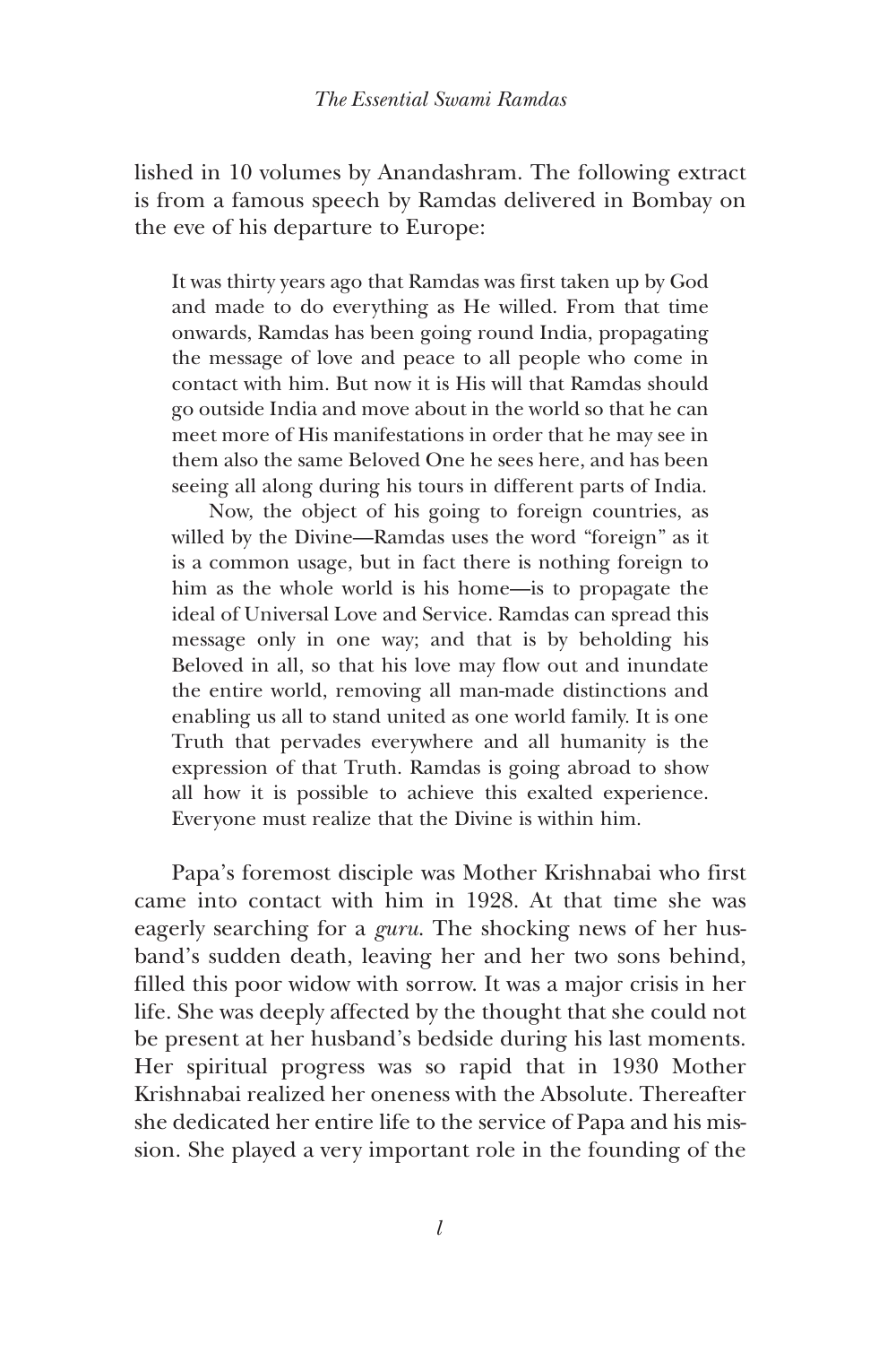lished in 10 volumes by Anandashram. The following extract is from a famous speech by Ramdas delivered in Bombay on the eve of his departure to Europe:

> It was thirty years ago that Ramdas was first taken up by God and made to do everything as He willed. From that time onwards, Ramdas has been going round India, propagating the message of love and peace to all people who come in contact with him. But now it is His will that Ramdas should go outside India and move about in the world so that he can meet more of His manifestations in order that he may see in them also the same Beloved One he sees here, and has been seeing all along during his tours in different parts of India.
>
> Now, the object of his going to foreign countries, as willed by the Divine—Ramdas uses the word "foreign" as it is a common usage, but in fact there is nothing foreign to him as the whole world is his home—is to propagate the ideal of Universal Love and Service. Ramdas can spread this message only in one way; and that is by beholding his Beloved in all, so that his love may flow out and inundate the entire world, removing all man-made distinctions and enabling us all to stand united as one world family. It is one Truth that pervades everywhere and all humanity is the expression of that Truth. Ramdas is going abroad to show all how it is possible to achieve this exalted experience. Everyone must realize that the Divine is within him.

Papa's foremost disciple was Mother Krishnabai who first came into contact with him in 1928. At that time she was eagerly searching for a *guru*. The shocking news of her husband's sudden death, leaving her and her two sons behind, filled this poor widow with sorrow. It was a major crisis in her life. She was deeply affected by the thought that she could not be present at her husband's bedside during his last moments. Her spiritual progress was so rapid that in 1930 Mother Krishnabai realized her oneness with the Absolute. Thereafter she dedicated her entire life to the service of Papa and his mission. She played a very important role in the founding of the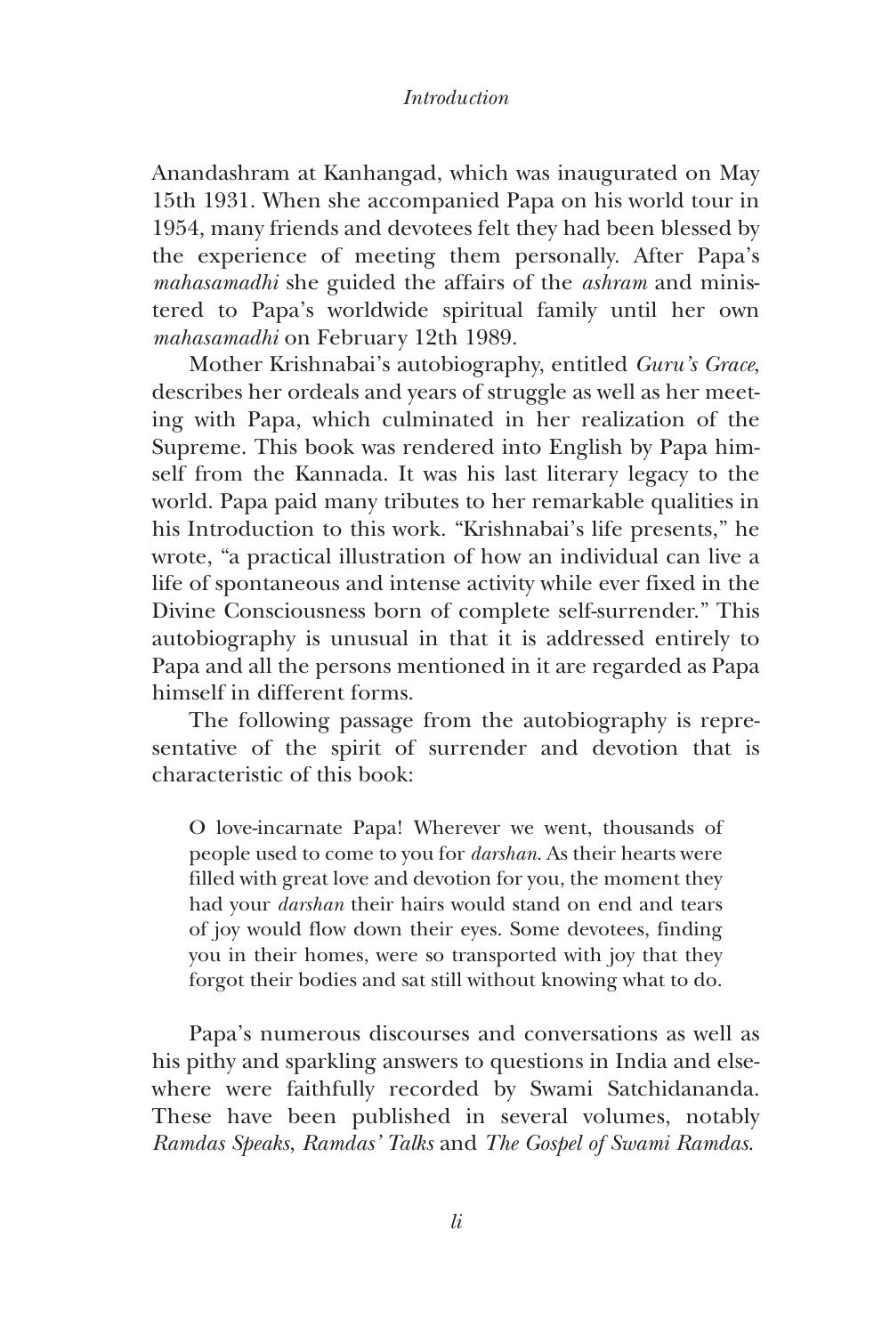Anandashram at Kanhangad, which was inaugurated on May 15th 1931. When she accompanied Papa on his world tour in 1954, many friends and devotees felt they had been blessed by the experience of meeting them personally. After Papa's *mahasamadhi* she guided the affairs of the *ashram* and ministered to Papa's worldwide spiritual family until her own *mahasamadhi* on February 12th 1989.

Mother Krishnabai's autobiography, entitled *Guru's Grace*, describes her ordeals and years of struggle as well as her meeting with Papa, which culminated in her realization of the Supreme. This book was rendered into English by Papa himself from the Kannada. It was his last literary legacy to the world. Papa paid many tributes to her remarkable qualities in his Introduction to this work. "Krishnabai's life presents," he wrote, "a practical illustration of how an individual can live a life of spontaneous and intense activity while ever fixed in the Divine Consciousness born of complete self-surrender." This autobiography is unusual in that it is addressed entirely to Papa and all the persons mentioned in it are regarded as Papa himself in different forms.

The following passage from the autobiography is representative of the spirit of surrender and devotion that is characteristic of this book:

> O love-incarnate Papa! Wherever we went, thousands of people used to come to you for *darshan*. As their hearts were filled with great love and devotion for you, the moment they had your *darshan* their hairs would stand on end and tears of joy would flow down their eyes. Some devotees, finding you in their homes, were so transported with joy that they forgot their bodies and sat still without knowing what to do.

Papa's numerous discourses and conversations as well as his pithy and sparkling answers to questions in India and elsewhere were faithfully recorded by Swami Satchidananda. These have been published in several volumes, notably *Ramdas Speaks*, *Ramdas' Talks* and *The Gospel of Swami Ramdas*.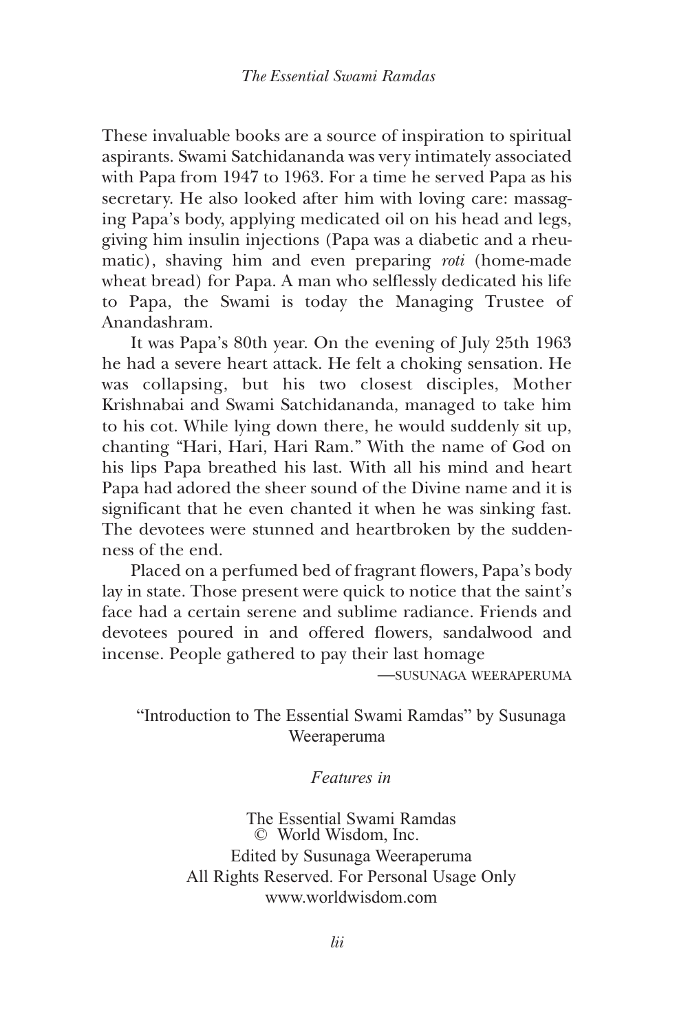These invaluable books are a source of inspiration to spiritual aspirants. Swami Satchidananda was very intimately associated with Papa from 1947 to 1963. For a time he served Papa as his secretary. He also looked after him with loving care: massaging Papa's body, applying medicated oil on his head and legs, giving him insulin injections (Papa was a diabetic and a rheumatic), shaving him and even preparing *roti* (home-made wheat bread) for Papa. A man who selflessly dedicated his life to Papa, the Swami is today the Managing Trustee of Anandashram.

It was Papa's 80th year. On the evening of July 25th 1963 he had a severe heart attack. He felt a choking sensation. He was collapsing, but his two closest disciples, Mother Krishnabai and Swami Satchidananda, managed to take him to his cot. While lying down there, he would suddenly sit up, chanting "Hari, Hari, Hari Ram." With the name of God on his lips Papa breathed his last. With all his mind and heart Papa had adored the sheer sound of the Divine name and it is significant that he even chanted it when he was sinking fast. The devotees were stunned and heartbroken by the suddenness of the end.

Placed on a perfumed bed of fragrant flowers, Papa's body lay in state. Those present were quick to notice that the saint's face had a certain serene and sublime radiance. Friends and devotees poured in and offered flowers, sandalwood and incense. People gathered to pay their last homage

—SUSUNAGA WEERAPERUMA

"Introduction to The Essential Swami Ramdas" by Susunaga Weeraperuma

*Features in*

The Essential Swami Ramdas
© World Wisdom, Inc.
Edited by Susunaga Weeraperuma
All Rights Reserved. For Personal Usage Only
www.worldwisdom.com